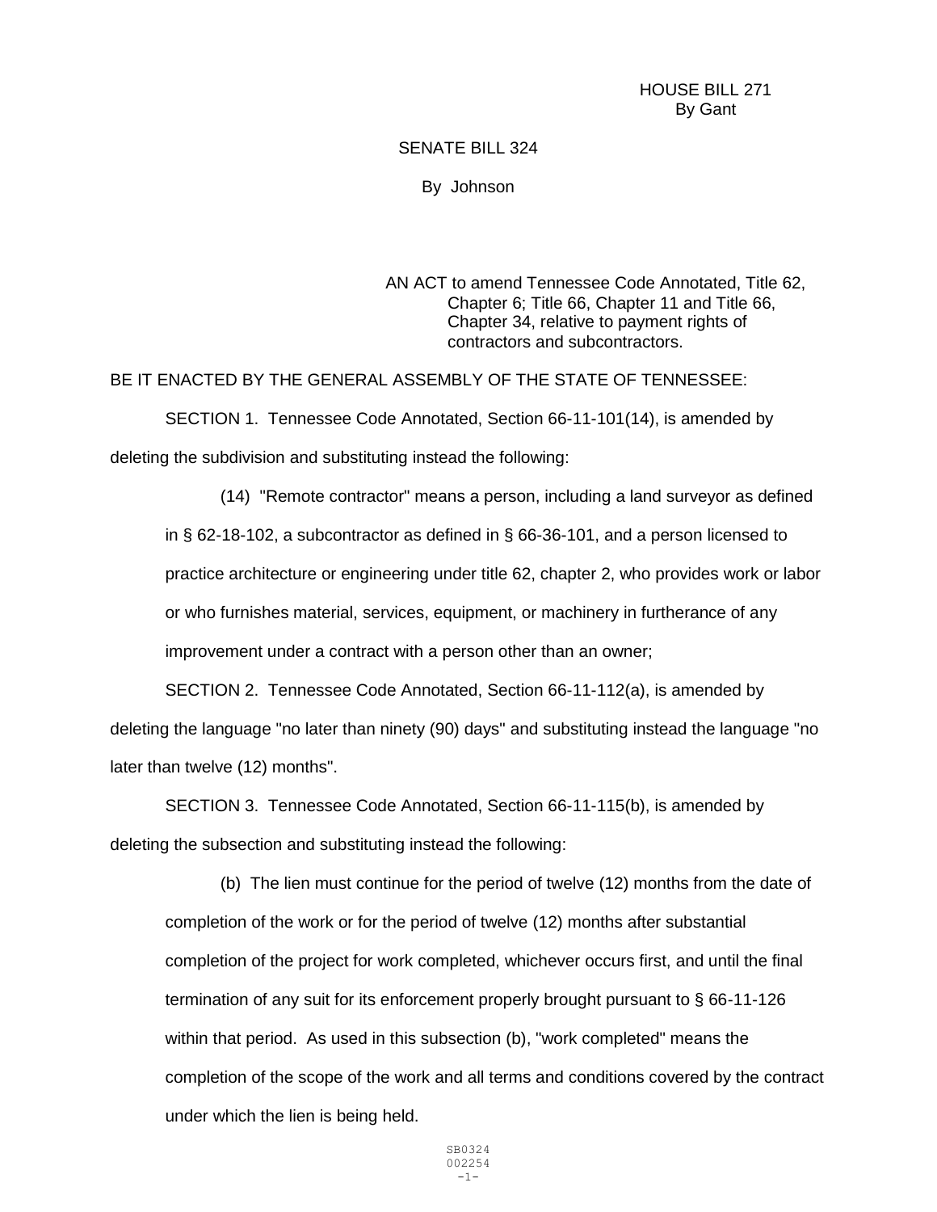HOUSE BILL 271
By Gant

SENATE BILL 324

By Johnson

AN ACT to amend Tennessee Code Annotated, Title 62, Chapter 6; Title 66, Chapter 11 and Title 66, Chapter 34, relative to payment rights of contractors and subcontractors.

BE IT ENACTED BY THE GENERAL ASSEMBLY OF THE STATE OF TENNESSEE:

SECTION 1. Tennessee Code Annotated, Section 66-11-101(14), is amended by deleting the subdivision and substituting instead the following:

> (14) "Remote contractor" means a person, including a land surveyor as defined in § 62-18-102, a subcontractor as defined in § 66-36-101, and a person licensed to practice architecture or engineering under title 62, chapter 2, who provides work or labor or who furnishes material, services, equipment, or machinery in furtherance of any improvement under a contract with a person other than an owner;

SECTION 2. Tennessee Code Annotated, Section 66-11-112(a), is amended by deleting the language "no later than ninety (90) days" and substituting instead the language "no later than twelve (12) months".

SECTION 3. Tennessee Code Annotated, Section 66-11-115(b), is amended by deleting the subsection and substituting instead the following:

> (b) The lien must continue for the period of twelve (12) months from the date of completion of the work or for the period of twelve (12) months after substantial completion of the project for work completed, whichever occurs first, and until the final termination of any suit for its enforcement properly brought pursuant to § 66-11-126 within that period. As used in this subsection (b), "work completed" means the completion of the scope of the work and all terms and conditions covered by the contract under which the lien is being held.

SB0324
002254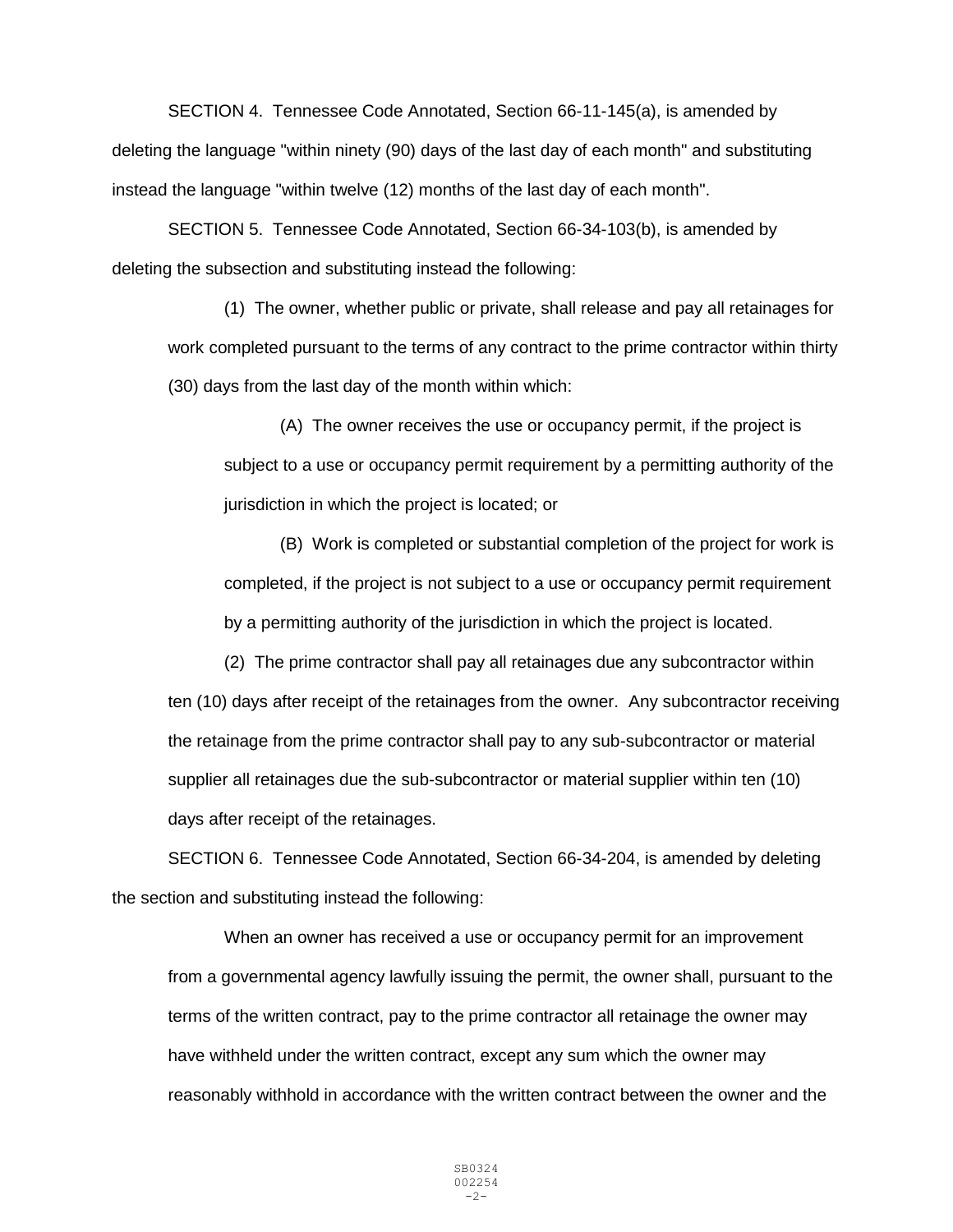SECTION 4. Tennessee Code Annotated, Section 66-11-145(a), is amended by deleting the language "within ninety (90) days of the last day of each month" and substituting instead the language "within twelve (12) months of the last day of each month".

SECTION 5. Tennessee Code Annotated, Section 66-34-103(b), is amended by deleting the subsection and substituting instead the following:

> (1) The owner, whether public or private, shall release and pay all retainages for work completed pursuant to the terms of any contract to the prime contractor within thirty (30) days from the last day of the month within which:
>
> > (A) The owner receives the use or occupancy permit, if the project is subject to a use or occupancy permit requirement by a permitting authority of the jurisdiction in which the project is located; or
> >
> > (B) Work is completed or substantial completion of the project for work is completed, if the project is not subject to a use or occupancy permit requirement by a permitting authority of the jurisdiction in which the project is located.
>
> (2) The prime contractor shall pay all retainages due any subcontractor within ten (10) days after receipt of the retainages from the owner. Any subcontractor receiving the retainage from the prime contractor shall pay to any sub-subcontractor or material supplier all retainages due the sub-subcontractor or material supplier within ten (10) days after receipt of the retainages.

SECTION 6. Tennessee Code Annotated, Section 66-34-204, is amended by deleting the section and substituting instead the following:

> When an owner has received a use or occupancy permit for an improvement from a governmental agency lawfully issuing the permit, the owner shall, pursuant to the terms of the written contract, pay to the prime contractor all retainage the owner may have withheld under the written contract, except any sum which the owner may reasonably withhold in accordance with the written contract between the owner and the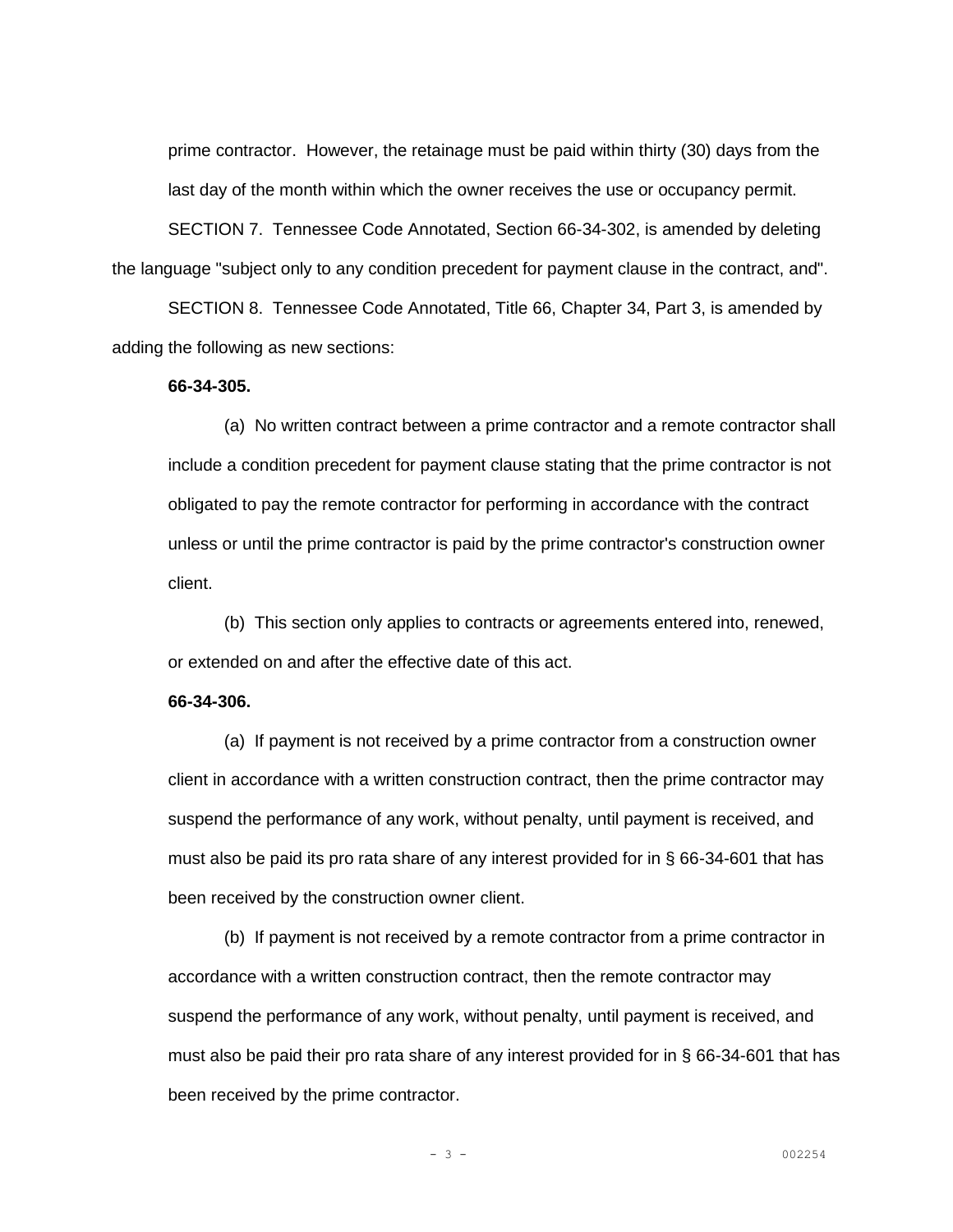prime contractor. However, the retainage must be paid within thirty (30) days from the last day of the month within which the owner receives the use or occupancy permit.

SECTION 7. Tennessee Code Annotated, Section 66-34-302, is amended by deleting the language "subject only to any condition precedent for payment clause in the contract, and".

SECTION 8. Tennessee Code Annotated, Title 66, Chapter 34, Part 3, is amended by adding the following as new sections:

**66-34-305.**

(a) No written contract between a prime contractor and a remote contractor shall include a condition precedent for payment clause stating that the prime contractor is not obligated to pay the remote contractor for performing in accordance with the contract unless or until the prime contractor is paid by the prime contractor's construction owner client.

(b) This section only applies to contracts or agreements entered into, renewed, or extended on and after the effective date of this act.

**66-34-306.**

(a) If payment is not received by a prime contractor from a construction owner client in accordance with a written construction contract, then the prime contractor may suspend the performance of any work, without penalty, until payment is received, and must also be paid its pro rata share of any interest provided for in § 66-34-601 that has been received by the construction owner client.

(b) If payment is not received by a remote contractor from a prime contractor in accordance with a written construction contract, then the remote contractor may suspend the performance of any work, without penalty, until payment is received, and must also be paid their pro rata share of any interest provided for in § 66-34-601 that has been received by the prime contractor.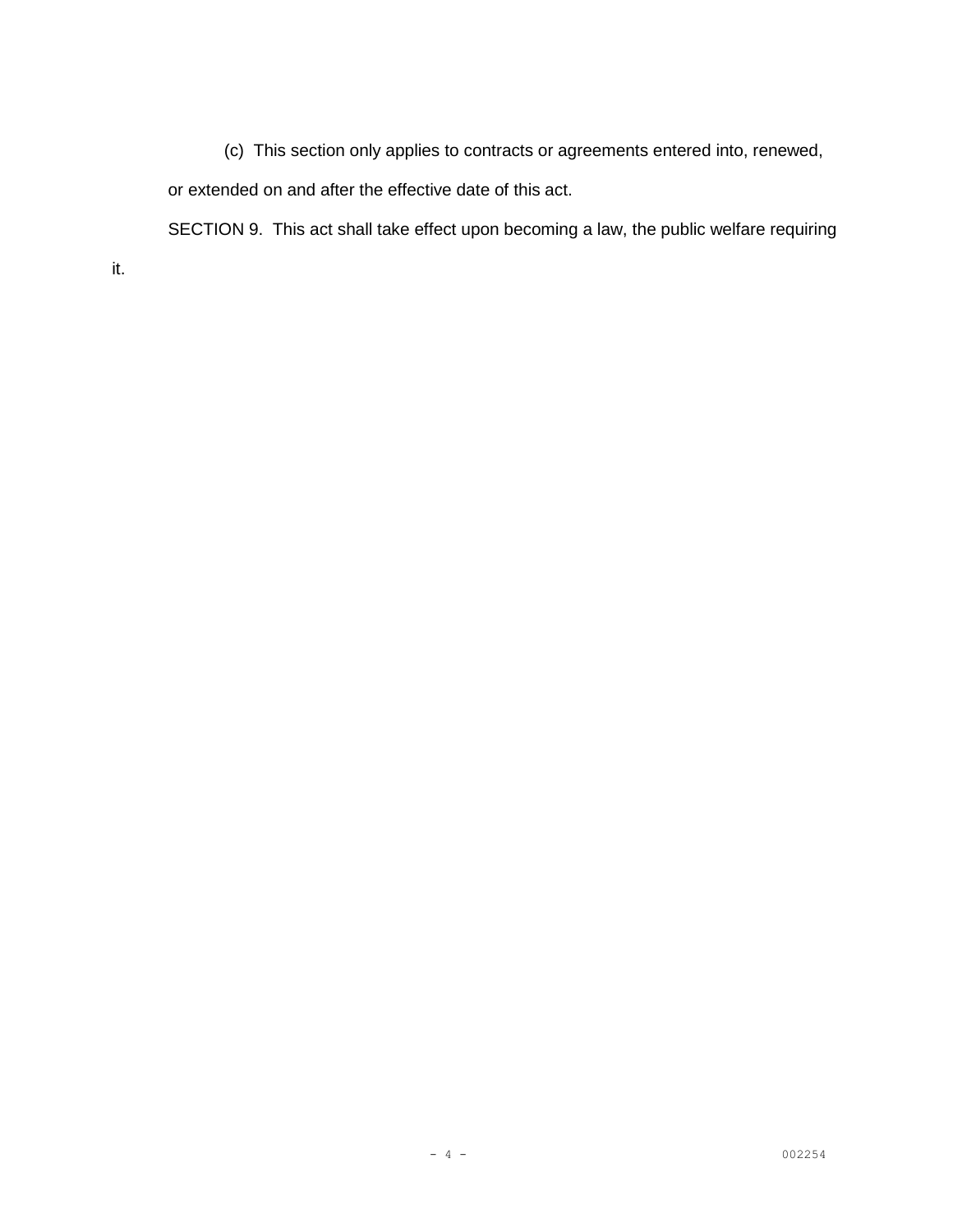(c) This section only applies to contracts or agreements entered into, renewed, or extended on and after the effective date of this act.

SECTION 9. This act shall take effect upon becoming a law, the public welfare requiring it.